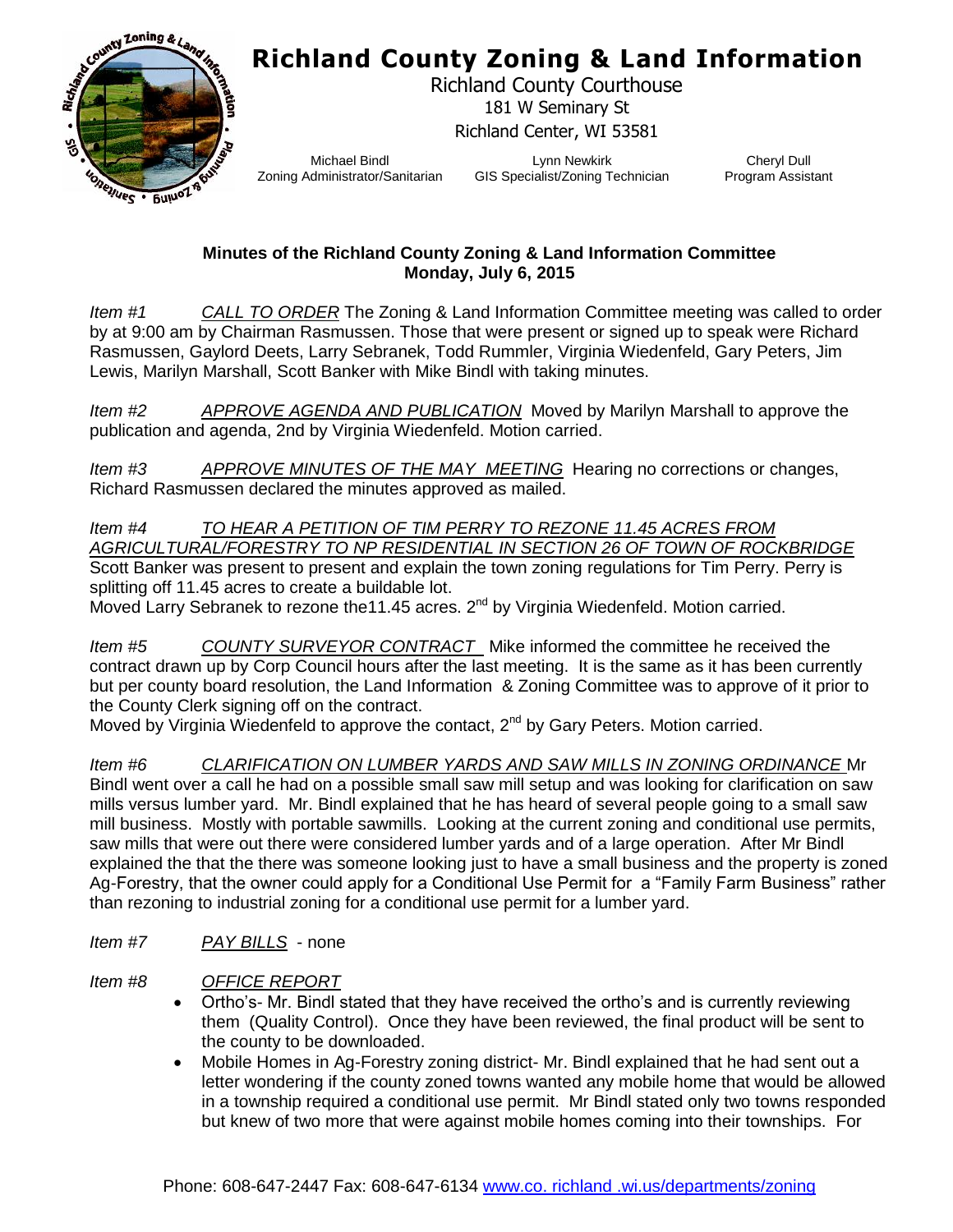# Richland County Zoning & Land Information

Richland County Courthouse
181 W Seminary St
Richland Center, WI 53581

| Michael Bindl | Lynn Newkirk | Cheryl Dull |
|---|---|---|
| Zoning Administrator/Sanitarian | GIS Specialist/Zoning Technician | Program Assistant |

**Minutes of the Richland County Zoning & Land Information Committee**
**Monday, July 6, 2015**

*Item #1* _CALL TO ORDER_ The Zoning & Land Information Committee meeting was called to order by at 9:00 am by Chairman Rasmussen. Those that were present or signed up to speak were Richard Rasmussen, Gaylord Deets, Larry Sebranek, Todd Rummler, Virginia Wiedenfeld, Gary Peters, Jim Lewis, Marilyn Marshall, Scott Banker with Mike Bindl with taking minutes.

*Item #2* _APPROVE AGENDA AND PUBLICATION_ Moved by Marilyn Marshall to approve the publication and agenda, 2nd by Virginia Wiedenfeld. Motion carried.

*Item #3* _APPROVE MINUTES OF THE MAY MEETING_ Hearing no corrections or changes, Richard Rasmussen declared the minutes approved as mailed.

*Item #4* _TO HEAR A PETITION OF TIM PERRY TO REZONE 11.45 ACRES FROM AGRICULTURAL/FORESTRY TO NP RESIDENTIAL IN SECTION 26 OF TOWN OF ROCKBRIDGE_
Scott Banker was present to present and explain the town zoning regulations for Tim Perry. Perry is splitting off 11.45 acres to create a buildable lot.
Moved Larry Sebranek to rezone the11.45 acres. 2nd by Virginia Wiedenfeld. Motion carried.

*Item #5* _COUNTY SURVEYOR CONTRACT_ Mike informed the committee he received the contract drawn up by Corp Council hours after the last meeting. It is the same as it has been currently but per county board resolution, the Land Information & Zoning Committee was to approve of it prior to the County Clerk signing off on the contract.
Moved by Virginia Wiedenfeld to approve the contact, 2nd by Gary Peters. Motion carried.

*Item #6* _CLARIFICATION ON LUMBER YARDS AND SAW MILLS IN ZONING ORDINANCE_ Mr Bindl went over a call he had on a possible small saw mill setup and was looking for clarification on saw mills versus lumber yard. Mr. Bindl explained that he has heard of several people going to a small saw mill business. Mostly with portable sawmills. Looking at the current zoning and conditional use permits, saw mills that were out there were considered lumber yards and of a large operation. After Mr Bindl explained the that the there was someone looking just to have a small business and the property is zoned Ag-Forestry, that the owner could apply for a Conditional Use Permit for a "Family Farm Business" rather than rezoning to industrial zoning for a conditional use permit for a lumber yard.

*Item #7* _PAY BILLS_ - none

*Item #8* _OFFICE REPORT_

- Ortho's- Mr. Bindl stated that they have received the ortho's and is currently reviewing them (Quality Control). Once they have been reviewed, the final product will be sent to the county to be downloaded.
- Mobile Homes in Ag-Forestry zoning district- Mr. Bindl explained that he had sent out a letter wondering if the county zoned towns wanted any mobile home that would be allowed in a township required a conditional use permit. Mr Bindl stated only two towns responded but knew of two more that were against mobile homes coming into their townships. For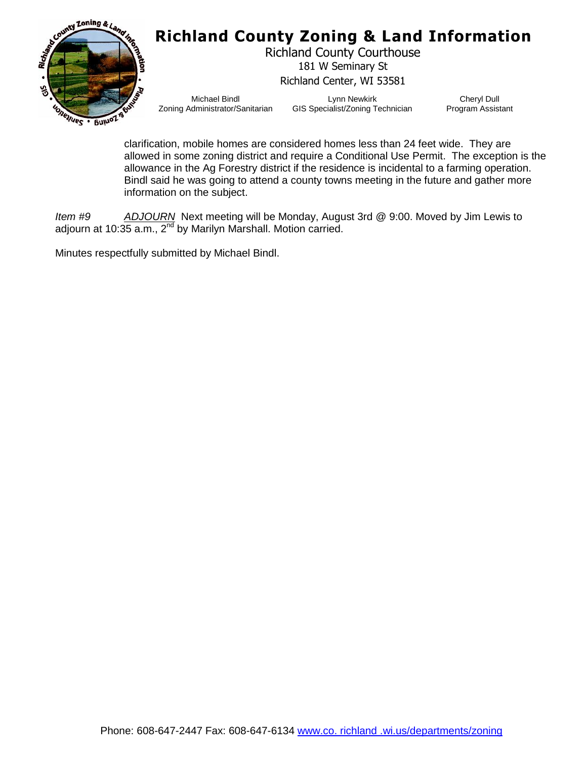# Richland County Zoning & Land Information

Richland County Courthouse
181 W Seminary St
Richland Center, WI 53581

Michael Bindl
Zoning Administrator/Sanitarian

Lynn Newkirk
GIS Specialist/Zoning Technician

Cheryl Dull
Program Assistant

clarification, mobile homes are considered homes less than 24 feet wide. They are allowed in some zoning district and require a Conditional Use Permit. The exception is the allowance in the Ag Forestry district if the residence is incidental to a farming operation. Bindl said he was going to attend a county towns meeting in the future and gather more information on the subject.

*Item #9* ADJOURN Next meeting will be Monday, August 3rd @ 9:00. Moved by Jim Lewis to adjourn at 10:35 a.m., 2nd by Marilyn Marshall. Motion carried.

Minutes respectfully submitted by Michael Bindl.

Phone: 608-647-2447 Fax: 608-647-6134 www.co. richland .wi.us/departments/zoning